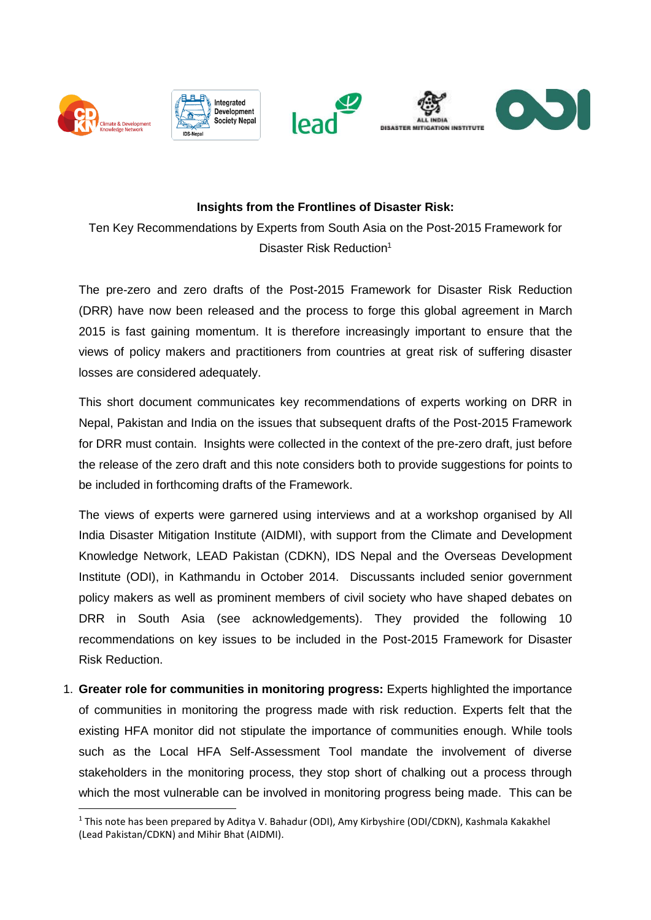**Insights from the Frontlines of Disaster Risk:**

Ten Key Recommendations by Experts from South Asia on the Post-2015 Framework for Disaster Risk Reduction[1]

The pre-zero and zero drafts of the Post-2015 Framework for Disaster Risk Reduction (DRR) have now been released and the process to forge this global agreement in March 2015 is fast gaining momentum. It is therefore increasingly important to ensure that the views of policy makers and practitioners from countries at great risk of suffering disaster losses are considered adequately.

This short document communicates key recommendations of experts working on DRR in Nepal, Pakistan and India on the issues that subsequent drafts of the Post-2015 Framework for DRR must contain. Insights were collected in the context of the pre-zero draft, just before the release of the zero draft and this note considers both to provide suggestions for points to be included in forthcoming drafts of the Framework.

The views of experts were garnered using interviews and at a workshop organised by All India Disaster Mitigation Institute (AIDMI), with support from the Climate and Development Knowledge Network, LEAD Pakistan (CDKN), IDS Nepal and the Overseas Development Institute (ODI), in Kathmandu in October 2014. Discussants included senior government policy makers as well as prominent members of civil society who have shaped debates on DRR in South Asia (see acknowledgements). They provided the following 10 recommendations on key issues to be included in the Post-2015 Framework for Disaster Risk Reduction.

1. **Greater role for communities in monitoring progress:** Experts highlighted the importance of communities in monitoring the progress made with risk reduction. Experts felt that the existing HFA monitor did not stipulate the importance of communities enough. While tools such as the Local HFA Self-Assessment Tool mandate the involvement of diverse stakeholders in the monitoring process, they stop short of chalking out a process through which the most vulnerable can be involved in monitoring progress being made. This can be

[1] This note has been prepared by Aditya V. Bahadur (ODI), Amy Kirbyshire (ODI/CDKN), Kashmala Kakakhel (Lead Pakistan/CDKN) and Mihir Bhat (AIDMI).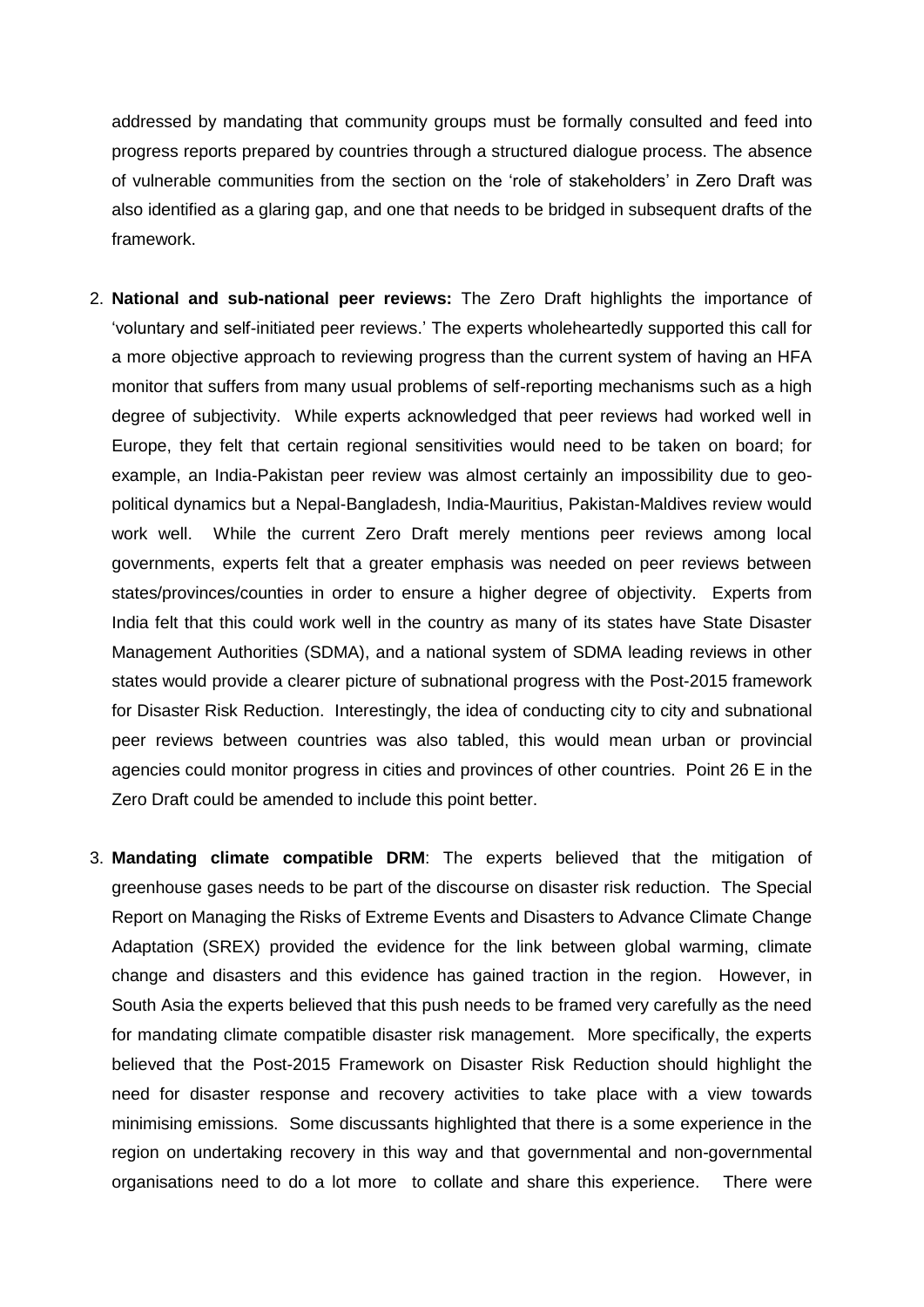addressed by mandating that community groups must be formally consulted and feed into progress reports prepared by countries through a structured dialogue process. The absence of vulnerable communities from the section on the 'role of stakeholders' in Zero Draft was also identified as a glaring gap, and one that needs to be bridged in subsequent drafts of the framework.

2. **National and sub-national peer reviews:** The Zero Draft highlights the importance of 'voluntary and self-initiated peer reviews.' The experts wholeheartedly supported this call for a more objective approach to reviewing progress than the current system of having an HFA monitor that suffers from many usual problems of self-reporting mechanisms such as a high degree of subjectivity. While experts acknowledged that peer reviews had worked well in Europe, they felt that certain regional sensitivities would need to be taken on board; for example, an India-Pakistan peer review was almost certainly an impossibility due to geo-political dynamics but a Nepal-Bangladesh, India-Mauritius, Pakistan-Maldives review would work well. While the current Zero Draft merely mentions peer reviews among local governments, experts felt that a greater emphasis was needed on peer reviews between states/provinces/counties in order to ensure a higher degree of objectivity. Experts from India felt that this could work well in the country as many of its states have State Disaster Management Authorities (SDMA), and a national system of SDMA leading reviews in other states would provide a clearer picture of subnational progress with the Post-2015 framework for Disaster Risk Reduction. Interestingly, the idea of conducting city to city and subnational peer reviews between countries was also tabled, this would mean urban or provincial agencies could monitor progress in cities and provinces of other countries. Point 26 E in the Zero Draft could be amended to include this point better.

3. **Mandating climate compatible DRM**: The experts believed that the mitigation of greenhouse gases needs to be part of the discourse on disaster risk reduction. The Special Report on Managing the Risks of Extreme Events and Disasters to Advance Climate Change Adaptation (SREX) provided the evidence for the link between global warming, climate change and disasters and this evidence has gained traction in the region. However, in South Asia the experts believed that this push needs to be framed very carefully as the need for mandating climate compatible disaster risk management. More specifically, the experts believed that the Post-2015 Framework on Disaster Risk Reduction should highlight the need for disaster response and recovery activities to take place with a view towards minimising emissions. Some discussants highlighted that there is a some experience in the region on undertaking recovery in this way and that governmental and non-governmental organisations need to do a lot more to collate and share this experience. There were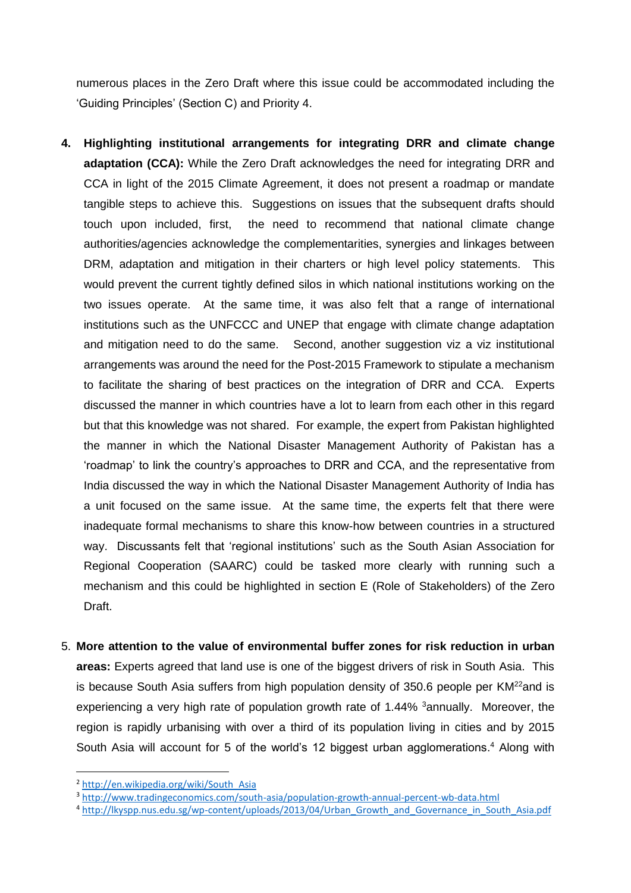numerous places in the Zero Draft where this issue could be accommodated including the 'Guiding Principles' (Section C) and Priority 4.

4. **Highlighting institutional arrangements for integrating DRR and climate change adaptation (CCA):** While the Zero Draft acknowledges the need for integrating DRR and CCA in light of the 2015 Climate Agreement, it does not present a roadmap or mandate tangible steps to achieve this. Suggestions on issues that the subsequent drafts should touch upon included, first, the need to recommend that national climate change authorities/agencies acknowledge the complementarities, synergies and linkages between DRM, adaptation and mitigation in their charters or high level policy statements. This would prevent the current tightly defined silos in which national institutions working on the two issues operate. At the same time, it was also felt that a range of international institutions such as the UNFCCC and UNEP that engage with climate change adaptation and mitigation need to do the same. Second, another suggestion viz a viz institutional arrangements was around the need for the Post-2015 Framework to stipulate a mechanism to facilitate the sharing of best practices on the integration of DRR and CCA. Experts discussed the manner in which countries have a lot to learn from each other in this regard but that this knowledge was not shared. For example, the expert from Pakistan highlighted the manner in which the National Disaster Management Authority of Pakistan has a 'roadmap' to link the country's approaches to DRR and CCA, and the representative from India discussed the way in which the National Disaster Management Authority of India has a unit focused on the same issue. At the same time, the experts felt that there were inadequate formal mechanisms to share this know-how between countries in a structured way. Discussants felt that 'regional institutions' such as the South Asian Association for Regional Cooperation (SAARC) could be tasked more clearly with running such a mechanism and this could be highlighted in section E (Role of Stakeholders) of the Zero Draft.

5. **More attention to the value of environmental buffer zones for risk reduction in urban areas:** Experts agreed that land use is one of the biggest drivers of risk in South Asia. This is because South Asia suffers from high population density of 350.6 people per $KM^2$[2] and is experiencing a very high rate of population growth rate of 1.44% [3] annually. Moreover, the region is rapidly urbanising with over a third of its population living in cities and by 2015 South Asia will account for 5 of the world's 12 biggest urban agglomerations.[4] Along with

---

[2] http://en.wikipedia.org/wiki/South_Asia

[3] http://www.tradingeconomics.com/south-asia/population-growth-annual-percent-wb-data.html

[4] http://lkyspp.nus.edu.sg/wp-content/uploads/2013/04/Urban_Growth_and_Governance_in_South_Asia.pdf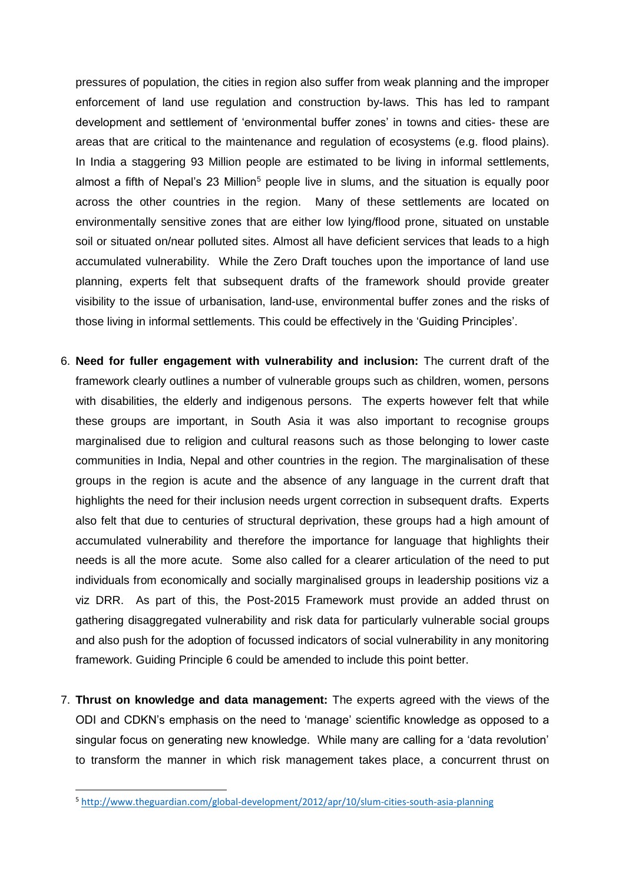pressures of population, the cities in region also suffer from weak planning and the improper enforcement of land use regulation and construction by-laws. This has led to rampant development and settlement of 'environmental buffer zones' in towns and cities- these are areas that are critical to the maintenance and regulation of ecosystems (e.g. flood plains). In India a staggering 93 Million people are estimated to be living in informal settlements, almost a fifth of Nepal's 23 Million[5] people live in slums, and the situation is equally poor across the other countries in the region. Many of these settlements are located on environmentally sensitive zones that are either low lying/flood prone, situated on unstable soil or situated on/near polluted sites. Almost all have deficient services that leads to a high accumulated vulnerability. While the Zero Draft touches upon the importance of land use planning, experts felt that subsequent drafts of the framework should provide greater visibility to the issue of urbanisation, land-use, environmental buffer zones and the risks of those living in informal settlements. This could be effectively in the 'Guiding Principles'.

6. **Need for fuller engagement with vulnerability and inclusion:** The current draft of the framework clearly outlines a number of vulnerable groups such as children, women, persons with disabilities, the elderly and indigenous persons. The experts however felt that while these groups are important, in South Asia it was also important to recognise groups marginalised due to religion and cultural reasons such as those belonging to lower caste communities in India, Nepal and other countries in the region. The marginalisation of these groups in the region is acute and the absence of any language in the current draft that highlights the need for their inclusion needs urgent correction in subsequent drafts. Experts also felt that due to centuries of structural deprivation, these groups had a high amount of accumulated vulnerability and therefore the importance for language that highlights their needs is all the more acute. Some also called for a clearer articulation of the need to put individuals from economically and socially marginalised groups in leadership positions viz a viz DRR. As part of this, the Post-2015 Framework must provide an added thrust on gathering disaggregated vulnerability and risk data for particularly vulnerable social groups and also push for the adoption of focussed indicators of social vulnerability in any monitoring framework. Guiding Principle 6 could be amended to include this point better.

7. **Thrust on knowledge and data management:** The experts agreed with the views of the ODI and CDKN's emphasis on the need to 'manage' scientific knowledge as opposed to a singular focus on generating new knowledge. While many are calling for a 'data revolution' to transform the manner in which risk management takes place, a concurrent thrust on

[5] http://www.theguardian.com/global-development/2012/apr/10/slum-cities-south-asia-planning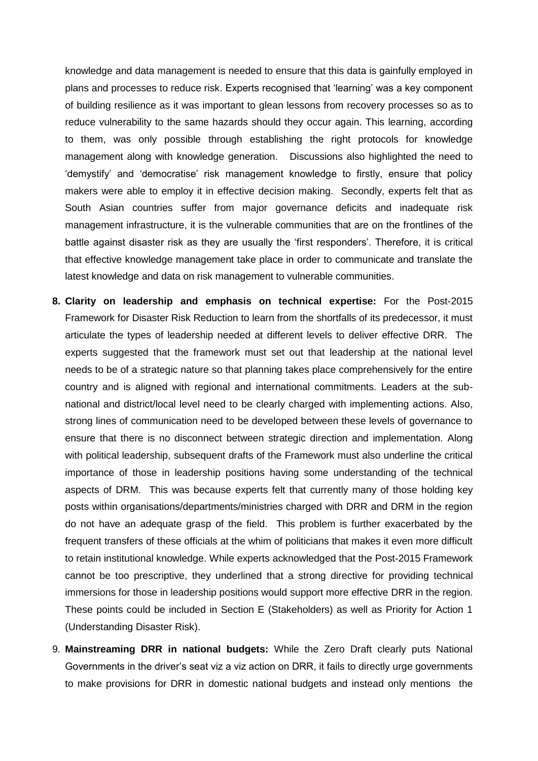knowledge and data management is needed to ensure that this data is gainfully employed in plans and processes to reduce risk. Experts recognised that 'learning' was a key component of building resilience as it was important to glean lessons from recovery processes so as to reduce vulnerability to the same hazards should they occur again. This learning, according to them, was only possible through establishing the right protocols for knowledge management along with knowledge generation. Discussions also highlighted the need to 'demystify' and 'democratise' risk management knowledge to firstly, ensure that policy makers were able to employ it in effective decision making. Secondly, experts felt that as South Asian countries suffer from major governance deficits and inadequate risk management infrastructure, it is the vulnerable communities that are on the frontlines of the battle against disaster risk as they are usually the 'first responders'. Therefore, it is critical that effective knowledge management take place in order to communicate and translate the latest knowledge and data on risk management to vulnerable communities.

8. **Clarity on leadership and emphasis on technical expertise:** For the Post-2015 Framework for Disaster Risk Reduction to learn from the shortfalls of its predecessor, it must articulate the types of leadership needed at different levels to deliver effective DRR. The experts suggested that the framework must set out that leadership at the national level needs to be of a strategic nature so that planning takes place comprehensively for the entire country and is aligned with regional and international commitments. Leaders at the sub-national and district/local level need to be clearly charged with implementing actions. Also, strong lines of communication need to be developed between these levels of governance to ensure that there is no disconnect between strategic direction and implementation. Along with political leadership, subsequent drafts of the Framework must also underline the critical importance of those in leadership positions having some understanding of the technical aspects of DRM. This was because experts felt that currently many of those holding key posts within organisations/departments/ministries charged with DRR and DRM in the region do not have an adequate grasp of the field. This problem is further exacerbated by the frequent transfers of these officials at the whim of politicians that makes it even more difficult to retain institutional knowledge. While experts acknowledged that the Post-2015 Framework cannot be too prescriptive, they underlined that a strong directive for providing technical immersions for those in leadership positions would support more effective DRR in the region. These points could be included in Section E (Stakeholders) as well as Priority for Action 1 (Understanding Disaster Risk).

9. **Mainstreaming DRR in national budgets:** While the Zero Draft clearly puts National Governments in the driver's seat viz a viz action on DRR, it fails to directly urge governments to make provisions for DRR in domestic national budgets and instead only mentions the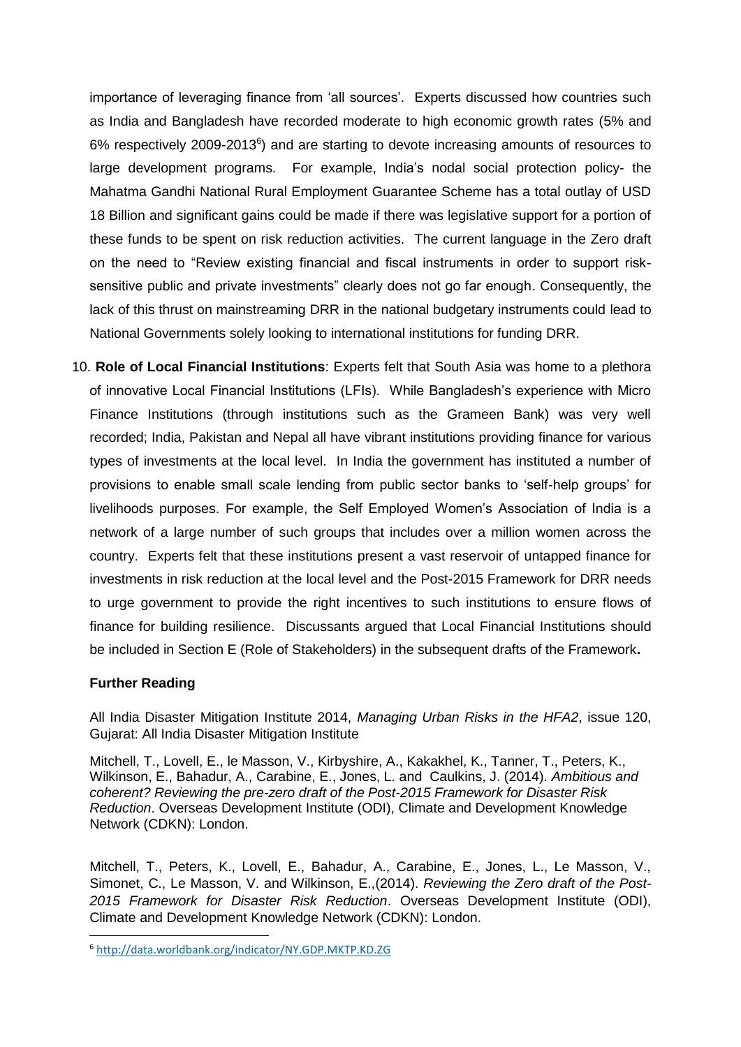importance of leveraging finance from 'all sources'. Experts discussed how countries such as India and Bangladesh have recorded moderate to high economic growth rates (5% and 6% respectively 2009-2013[6]) and are starting to devote increasing amounts of resources to large development programs. For example, India's nodal social protection policy- the Mahatma Gandhi National Rural Employment Guarantee Scheme has a total outlay of USD 18 Billion and significant gains could be made if there was legislative support for a portion of these funds to be spent on risk reduction activities. The current language in the Zero draft on the need to "Review existing financial and fiscal instruments in order to support risk-sensitive public and private investments" clearly does not go far enough. Consequently, the lack of this thrust on mainstreaming DRR in the national budgetary instruments could lead to National Governments solely looking to international institutions for funding DRR.

10. **Role of Local Financial Institutions**: Experts felt that South Asia was home to a plethora of innovative Local Financial Institutions (LFIs). While Bangladesh's experience with Micro Finance Institutions (through institutions such as the Grameen Bank) was very well recorded; India, Pakistan and Nepal all have vibrant institutions providing finance for various types of investments at the local level. In India the government has instituted a number of provisions to enable small scale lending from public sector banks to 'self-help groups' for livelihoods purposes. For example, the Self Employed Women's Association of India is a network of a large number of such groups that includes over a million women across the country. Experts felt that these institutions present a vast reservoir of untapped finance for investments in risk reduction at the local level and the Post-2015 Framework for DRR needs to urge government to provide the right incentives to such institutions to ensure flows of finance for building resilience. Discussants argued that Local Financial Institutions should be included in Section E (Role of Stakeholders) in the subsequent drafts of the Framework**.**

### Further Reading

All India Disaster Mitigation Institute 2014, *Managing Urban Risks in the HFA2*, issue 120, Gujarat: All India Disaster Mitigation Institute

Mitchell, T., Lovell, E., le Masson, V., Kirbyshire, A., Kakakhel, K., Tanner, T., Peters, K., Wilkinson, E., Bahadur, A., Carabine, E., Jones, L. and Caulkins, J. (2014). *Ambitious and coherent? Reviewing the pre-zero draft of the Post-2015 Framework for Disaster Risk Reduction*. Overseas Development Institute (ODI), Climate and Development Knowledge Network (CDKN): London.

Mitchell, T., Peters, K., Lovell, E., Bahadur, A., Carabine, E., Jones, L., Le Masson, V., Simonet, C., Le Masson, V. and Wilkinson, E.,(2014). *Reviewing the Zero draft of the Post-2015 Framework for Disaster Risk Reduction*. Overseas Development Institute (ODI), Climate and Development Knowledge Network (CDKN): London.

[6] http://data.worldbank.org/indicator/NY.GDP.MKTP.KD.ZG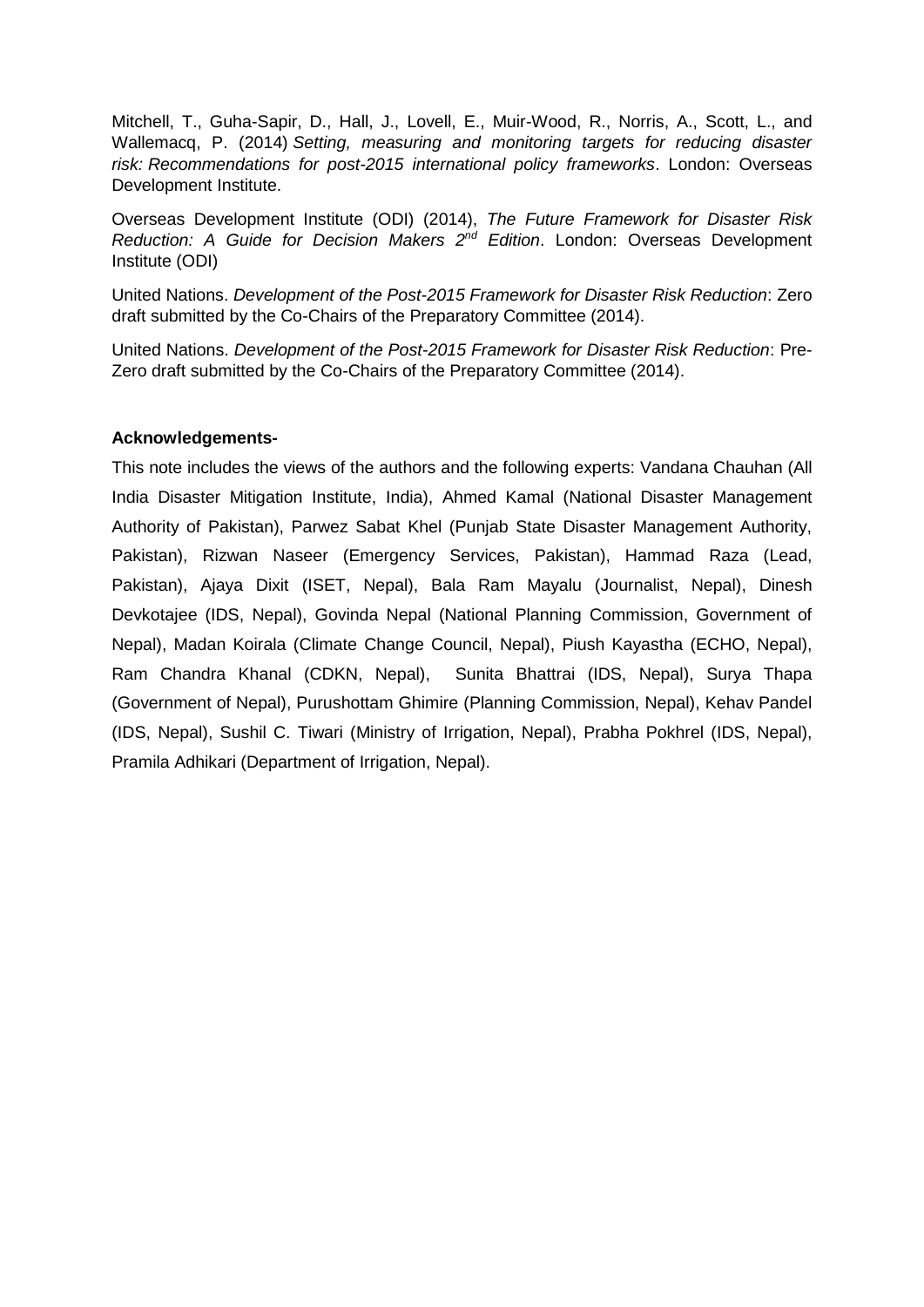Mitchell, T., Guha-Sapir, D., Hall, J., Lovell, E., Muir-Wood, R., Norris, A., Scott, L., and Wallemacq, P. (2014) *Setting, measuring and monitoring targets for reducing disaster risk: Recommendations for post-2015 international policy frameworks*. London: Overseas Development Institute.

Overseas Development Institute (ODI) (2014), *The Future Framework for Disaster Risk Reduction: A Guide for Decision Makers 2nd Edition*. London: Overseas Development Institute (ODI)

United Nations. *Development of the Post-2015 Framework for Disaster Risk Reduction*: Zero draft submitted by the Co-Chairs of the Preparatory Committee (2014).

United Nations. *Development of the Post-2015 Framework for Disaster Risk Reduction*: Pre-Zero draft submitted by the Co-Chairs of the Preparatory Committee (2014).

**Acknowledgements-**

This note includes the views of the authors and the following experts: Vandana Chauhan (All India Disaster Mitigation Institute, India), Ahmed Kamal (National Disaster Management Authority of Pakistan), Parwez Sabat Khel (Punjab State Disaster Management Authority, Pakistan), Rizwan Naseer (Emergency Services, Pakistan), Hammad Raza (Lead, Pakistan), Ajaya Dixit (ISET, Nepal), Bala Ram Mayalu (Journalist, Nepal), Dinesh Devkotajee (IDS, Nepal), Govinda Nepal (National Planning Commission, Government of Nepal), Madan Koirala (Climate Change Council, Nepal), Piush Kayastha (ECHO, Nepal), Ram Chandra Khanal (CDKN, Nepal), Sunita Bhattrai (IDS, Nepal), Surya Thapa (Government of Nepal), Purushottam Ghimire (Planning Commission, Nepal), Kehav Pandel (IDS, Nepal), Sushil C. Tiwari (Ministry of Irrigation, Nepal), Prabha Pokhrel (IDS, Nepal), Pramila Adhikari (Department of Irrigation, Nepal).